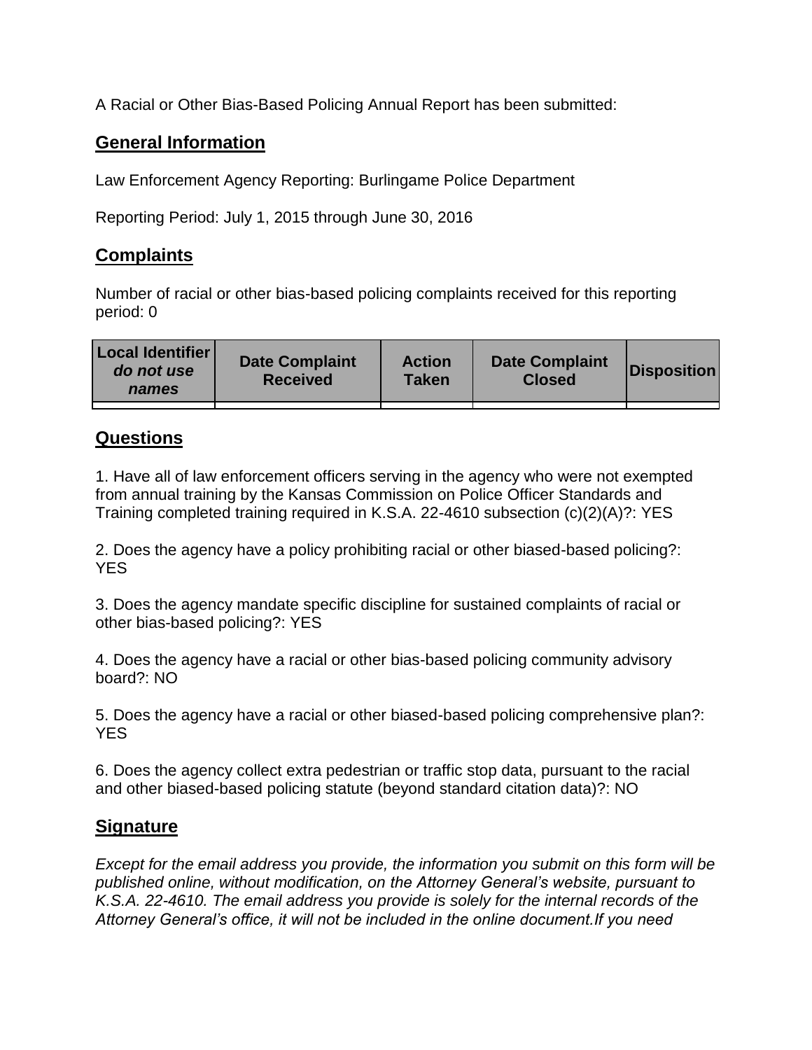A Racial or Other Bias-Based Policing Annual Report has been submitted:

## General Information

Law Enforcement Agency Reporting: Burlingame Police Department

Reporting Period: July 1, 2015 through June 30, 2016

## Complaints

Number of racial or other bias-based policing complaints received for this reporting period: 0

| **Local Identifier** ***do not use names*** | **Date Complaint Received** | **Action Taken** | **Date Complaint Closed** | **Disposition** |
|---|---|---|---|---|
| | | | | |

## Questions

1. Have all of law enforcement officers serving in the agency who were not exempted from annual training by the Kansas Commission on Police Officer Standards and Training completed training required in K.S.A. 22-4610 subsection (c)(2)(A)?: YES

2. Does the agency have a policy prohibiting racial or other biased-based policing?: YES

3. Does the agency mandate specific discipline for sustained complaints of racial or other bias-based policing?: YES

4. Does the agency have a racial or other bias-based policing community advisory board?: NO

5. Does the agency have a racial or other biased-based policing comprehensive plan?: YES

6. Does the agency collect extra pedestrian or traffic stop data, pursuant to the racial and other biased-based policing statute (beyond standard citation data)?: NO

## Signature

*Except for the email address you provide, the information you submit on this form will be published online, without modification, on the Attorney General's website, pursuant to K.S.A. 22-4610. The email address you provide is solely for the internal records of the Attorney General's office, it will not be included in the online document.If you need*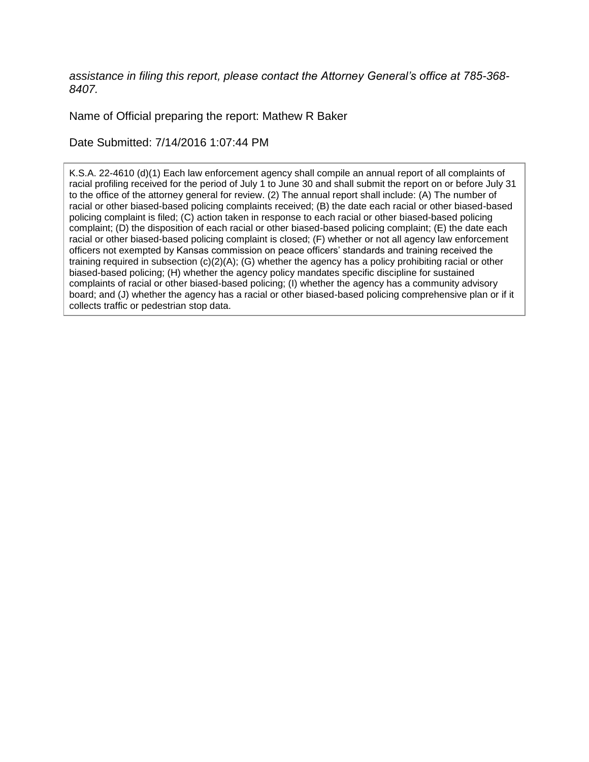*assistance in filing this report, please contact the Attorney General's office at 785-368-8407.*

Name of Official preparing the report: Mathew R Baker

Date Submitted: 7/14/2016 1:07:44 PM

K.S.A. 22-4610 (d)(1) Each law enforcement agency shall compile an annual report of all complaints of racial profiling received for the period of July 1 to June 30 and shall submit the report on or before July 31 to the office of the attorney general for review. (2) The annual report shall include: (A) The number of racial or other biased-based policing complaints received; (B) the date each racial or other biased-based policing complaint is filed; (C) action taken in response to each racial or other biased-based policing complaint; (D) the disposition of each racial or other biased-based policing complaint; (E) the date each racial or other biased-based policing complaint is closed; (F) whether or not all agency law enforcement officers not exempted by Kansas commission on peace officers' standards and training received the training required in subsection (c)(2)(A); (G) whether the agency has a policy prohibiting racial or other biased-based policing; (H) whether the agency policy mandates specific discipline for sustained complaints of racial or other biased-based policing; (I) whether the agency has a community advisory board; and (J) whether the agency has a racial or other biased-based policing comprehensive plan or if it collects traffic or pedestrian stop data.